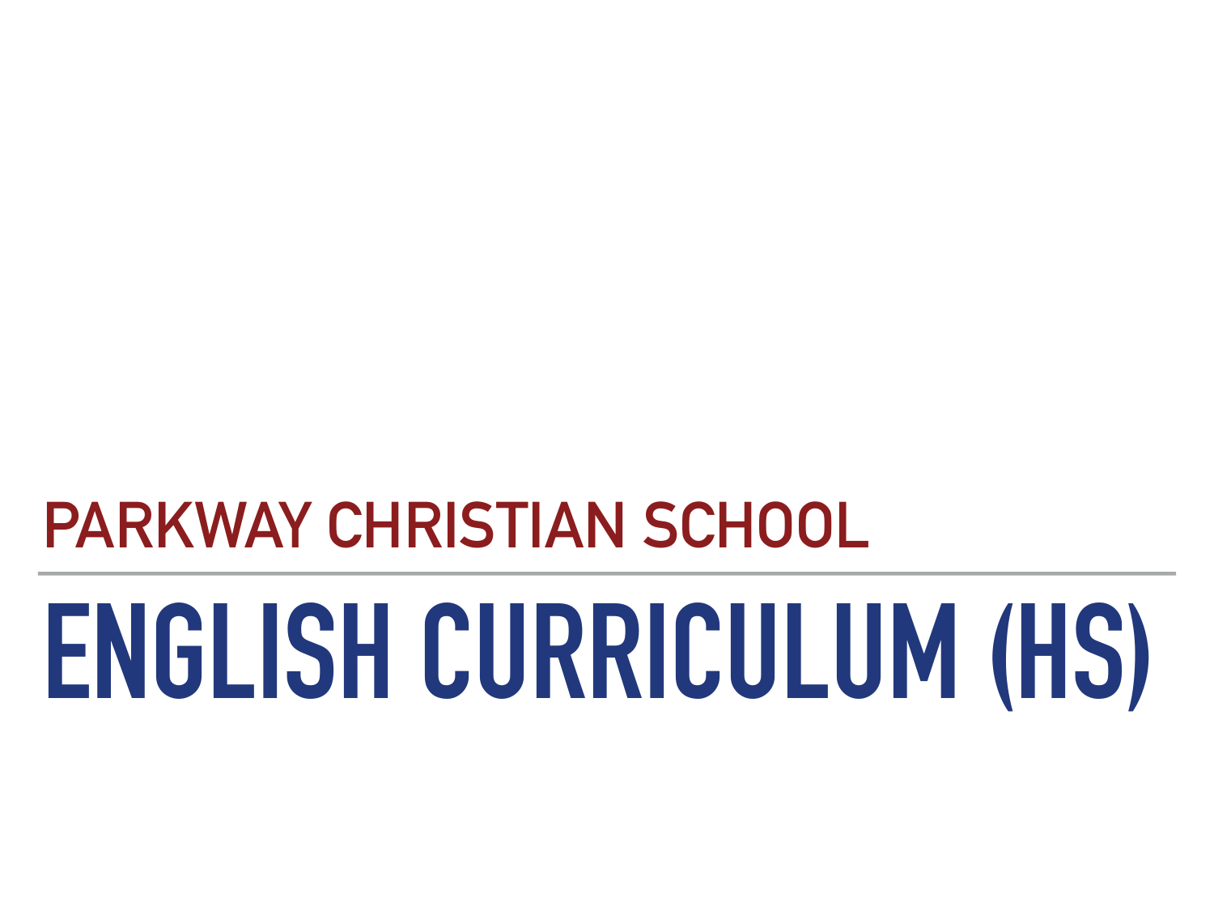## PARKWAY CHRISTIAN SCHOOL

# ENGLISH CURRICULUM (HS)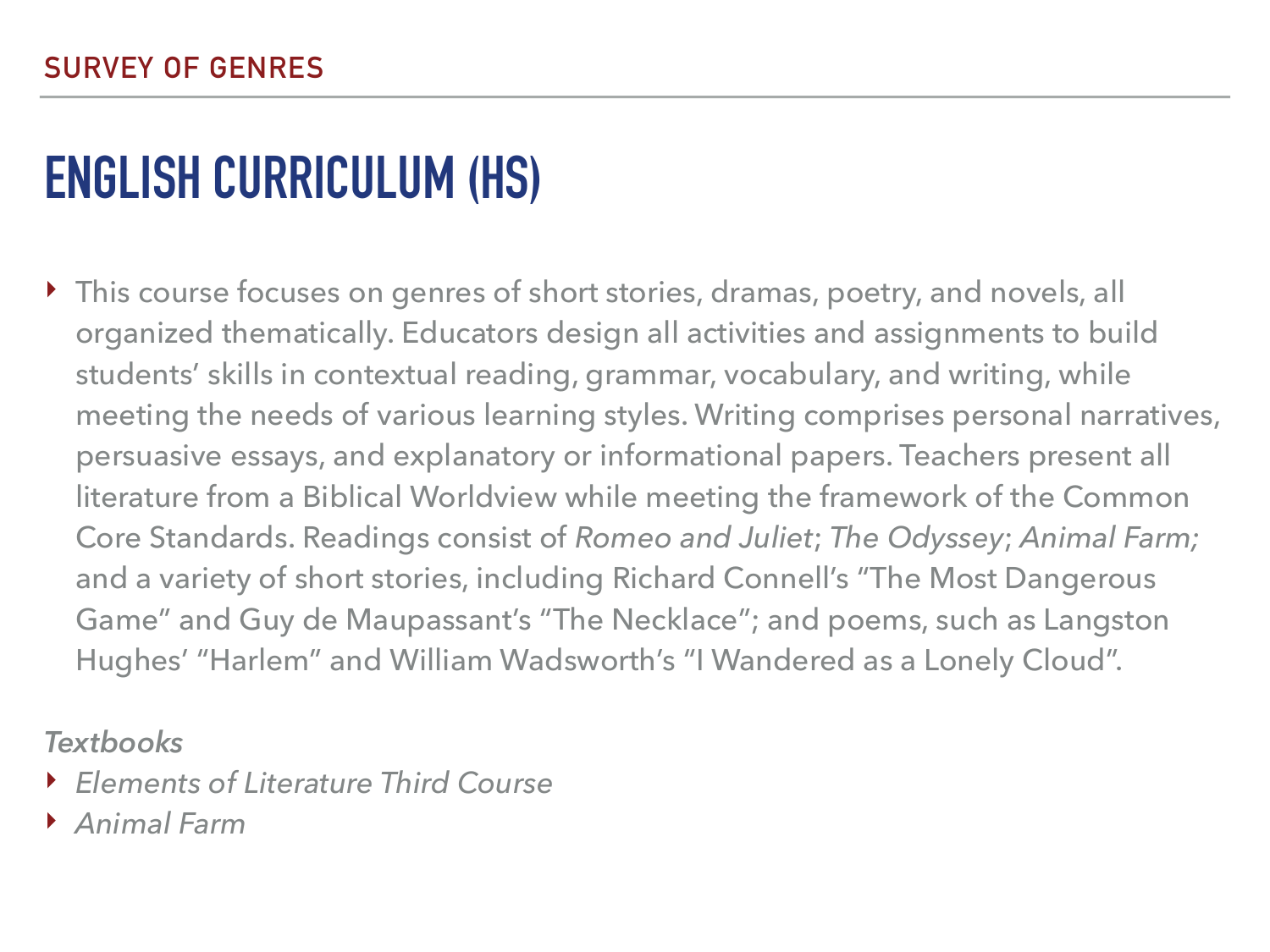SURVEY OF GENRES

# ENGLISH CURRICULUM (HS)

- This course focuses on genres of short stories, dramas, poetry, and novels, all organized thematically. Educators design all activities and assignments to build students' skills in contextual reading, grammar, vocabulary, and writing, while meeting the needs of various learning styles. Writing comprises personal narratives, persuasive essays, and explanatory or informational papers. Teachers present all literature from a Biblical Worldview while meeting the framework of the Common Core Standards. Readings consist of *Romeo and Juliet*; *The Odyssey*; *Animal Farm;* and a variety of short stories, including Richard Connell's "The Most Dangerous Game" and Guy de Maupassant's "The Necklace"; and poems, such as Langston Hughes' "Harlem" and William Wadsworth's "I Wandered as a Lonely Cloud".

*Textbooks*

- *Elements of Literature Third Course*
- *Animal Farm*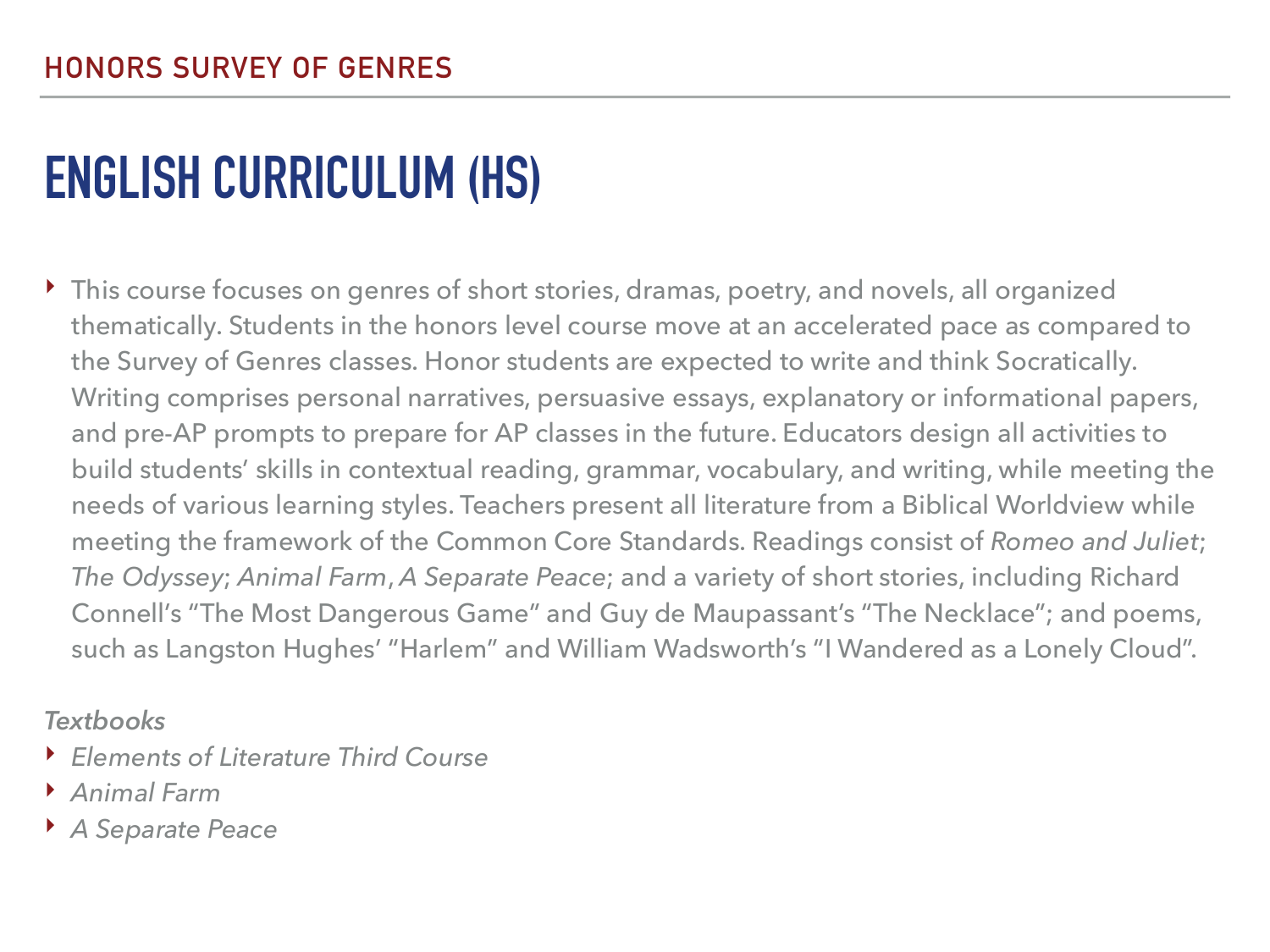HONORS SURVEY OF GENRES

# ENGLISH CURRICULUM (HS)

- This course focuses on genres of short stories, dramas, poetry, and novels, all organized thematically. Students in the honors level course move at an accelerated pace as compared to the Survey of Genres classes. Honor students are expected to write and think Socratically. Writing comprises personal narratives, persuasive essays, explanatory or informational papers, and pre-AP prompts to prepare for AP classes in the future. Educators design all activities to build students' skills in contextual reading, grammar, vocabulary, and writing, while meeting the needs of various learning styles. Teachers present all literature from a Biblical Worldview while meeting the framework of the Common Core Standards. Readings consist of *Romeo and Juliet*; *The Odyssey*; *Animal Farm*, *A Separate Peace*; and a variety of short stories, including Richard Connell's "The Most Dangerous Game" and Guy de Maupassant's "The Necklace"; and poems, such as Langston Hughes' "Harlem" and William Wadsworth's "I Wandered as a Lonely Cloud".

*Textbooks*

- *Elements of Literature Third Course*
- *Animal Farm*
- *A Separate Peace*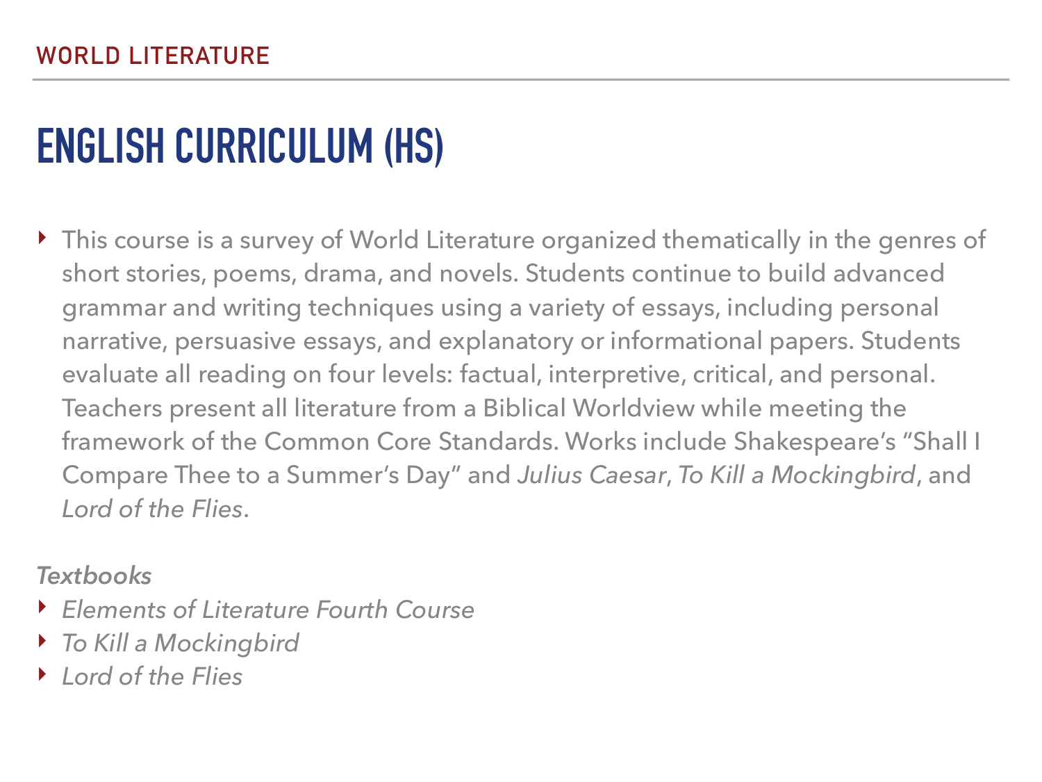WORLD LITERATURE

# ENGLISH CURRICULUM (HS)

- This course is a survey of World Literature organized thematically in the genres of short stories, poems, drama, and novels. Students continue to build advanced grammar and writing techniques using a variety of essays, including personal narrative, persuasive essays, and explanatory or informational papers. Students evaluate all reading on four levels: factual, interpretive, critical, and personal. Teachers present all literature from a Biblical Worldview while meeting the framework of the Common Core Standards. Works include Shakespeare's "Shall I Compare Thee to a Summer's Day" and *Julius Caesar*, *To Kill a Mockingbird*, and *Lord of the Flies*.

*Textbooks*

- *Elements of Literature Fourth Course*
- *To Kill a Mockingbird*
- *Lord of the Flies*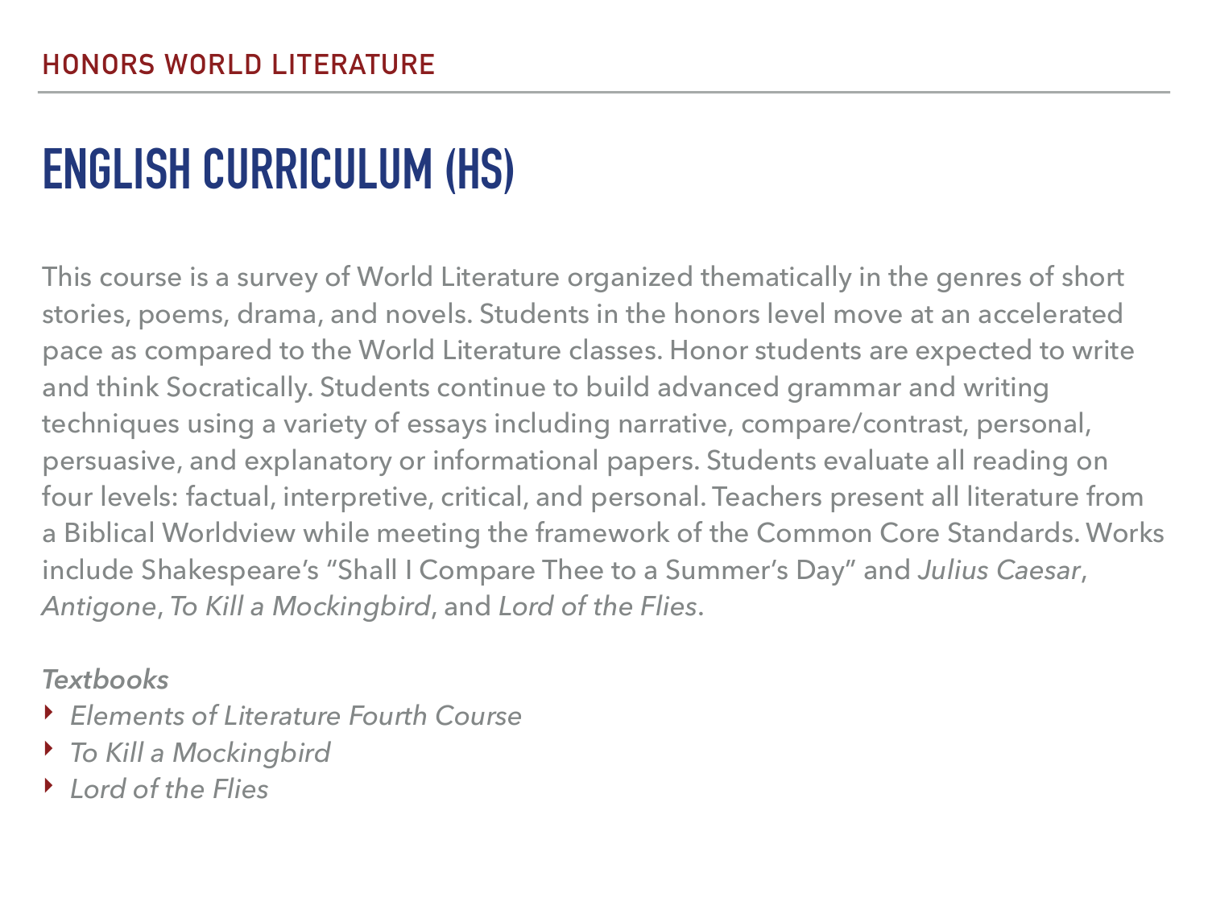HONORS WORLD LITERATURE

# ENGLISH CURRICULUM (HS)

This course is a survey of World Literature organized thematically in the genres of short stories, poems, drama, and novels. Students in the honors level move at an accelerated pace as compared to the World Literature classes. Honor students are expected to write and think Socratically. Students continue to build advanced grammar and writing techniques using a variety of essays including narrative, compare/contrast, personal, persuasive, and explanatory or informational papers. Students evaluate all reading on four levels: factual, interpretive, critical, and personal. Teachers present all literature from a Biblical Worldview while meeting the framework of the Common Core Standards. Works include Shakespeare's "Shall I Compare Thee to a Summer's Day" and *Julius Caesar*, *Antigone*, *To Kill a Mockingbird*, and *Lord of the Flies*.

*Textbooks*

- *Elements of Literature Fourth Course*
- *To Kill a Mockingbird*
- *Lord of the Flies*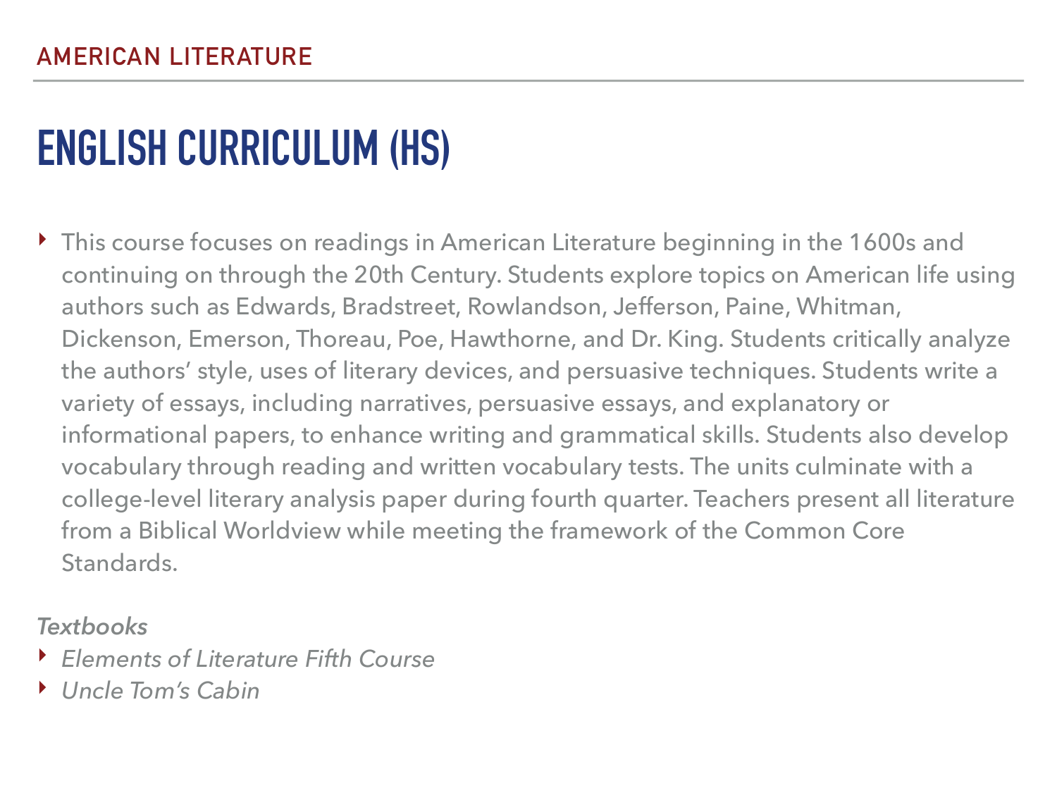AMERICAN LITERATURE

# ENGLISH CURRICULUM (HS)

- This course focuses on readings in American Literature beginning in the 1600s and continuing on through the 20th Century. Students explore topics on American life using authors such as Edwards, Bradstreet, Rowlandson, Jefferson, Paine, Whitman, Dickenson, Emerson, Thoreau, Poe, Hawthorne, and Dr. King. Students critically analyze the authors' style, uses of literary devices, and persuasive techniques. Students write a variety of essays, including narratives, persuasive essays, and explanatory or informational papers, to enhance writing and grammatical skills. Students also develop vocabulary through reading and written vocabulary tests. The units culminate with a college-level literary analysis paper during fourth quarter. Teachers present all literature from a Biblical Worldview while meeting the framework of the Common Core Standards.

*Textbooks*

- *Elements of Literature Fifth Course*
- *Uncle Tom's Cabin*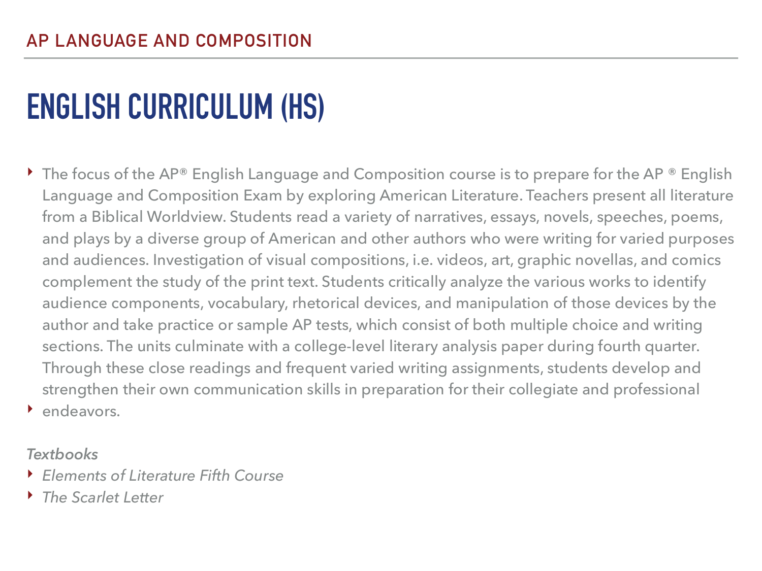AP LANGUAGE AND COMPOSITION

# ENGLISH CURRICULUM (HS)

- The focus of the AP® English Language and Composition course is to prepare for the AP ® English Language and Composition Exam by exploring American Literature. Teachers present all literature from a Biblical Worldview. Students read a variety of narratives, essays, novels, speeches, poems, and plays by a diverse group of American and other authors who were writing for varied purposes and audiences. Investigation of visual compositions, i.e. videos, art, graphic novellas, and comics complement the study of the print text. Students critically analyze the various works to identify audience components, vocabulary, rhetorical devices, and manipulation of those devices by the author and take practice or sample AP tests, which consist of both multiple choice and writing sections. The units culminate with a college-level literary analysis paper during fourth quarter. Through these close readings and frequent varied writing assignments, students develop and strengthen their own communication skills in preparation for their collegiate and professional
- endeavors.

*Textbooks*

- *Elements of Literature Fifth Course*
- *The Scarlet Letter*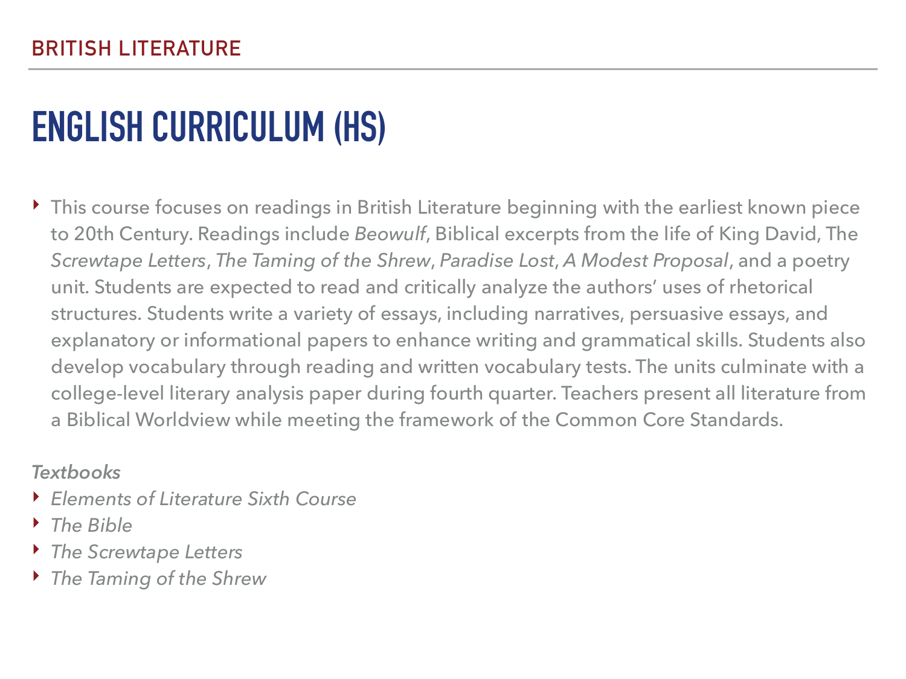BRITISH LITERATURE

# ENGLISH CURRICULUM (HS)

- This course focuses on readings in British Literature beginning with the earliest known piece to 20th Century. Readings include *Beowulf*, Biblical excerpts from the life of King David, The *Screwtape Letters*, *The Taming of the Shrew*, *Paradise Lost*, *A Modest Proposal*, and a poetry unit. Students are expected to read and critically analyze the authors' uses of rhetorical structures. Students write a variety of essays, including narratives, persuasive essays, and explanatory or informational papers to enhance writing and grammatical skills. Students also develop vocabulary through reading and written vocabulary tests. The units culminate with a college-level literary analysis paper during fourth quarter. Teachers present all literature from a Biblical Worldview while meeting the framework of the Common Core Standards.

*Textbooks*

- *Elements of Literature Sixth Course*
- *The Bible*
- *The Screwtape Letters*
- *The Taming of the Shrew*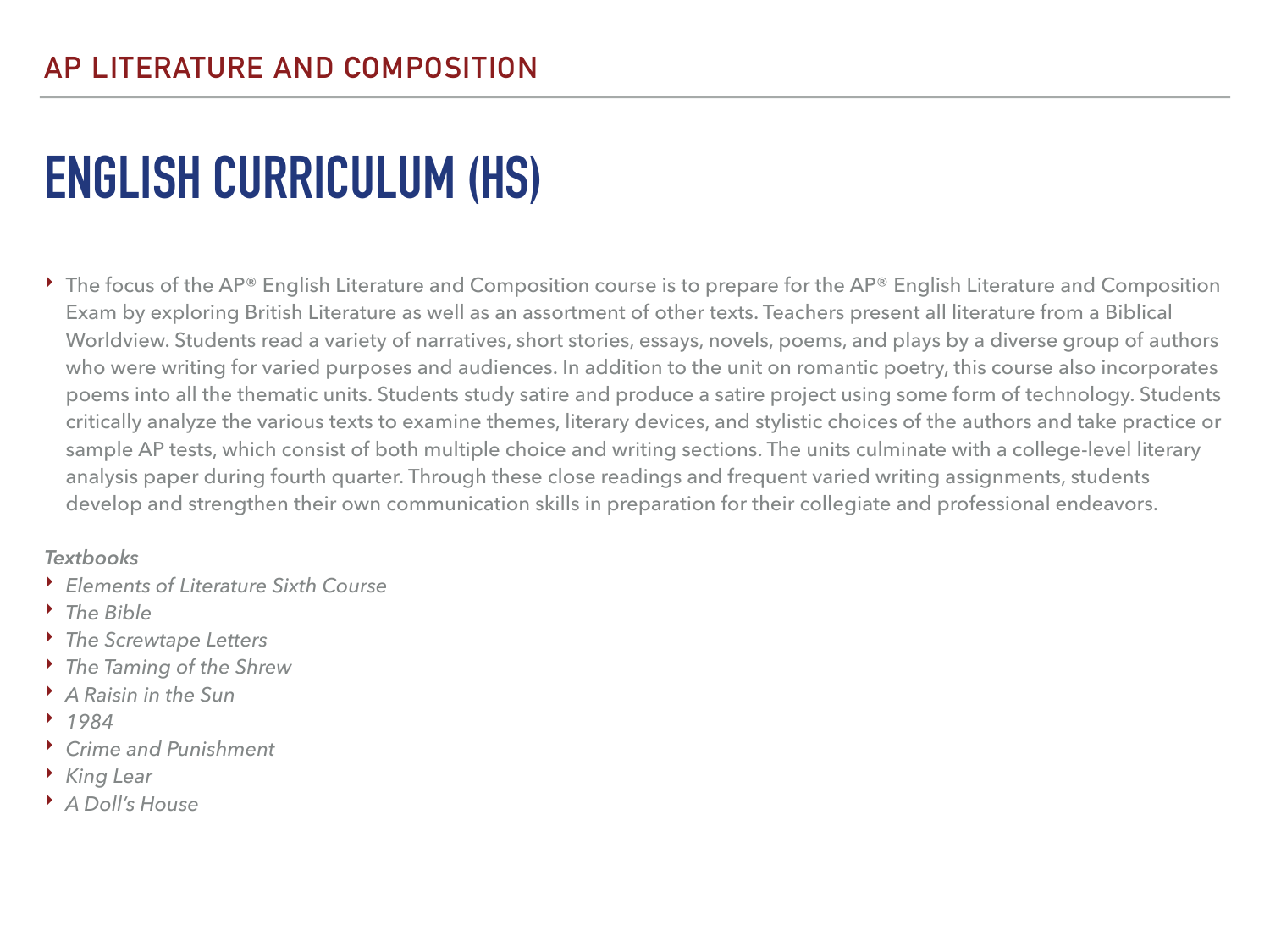## AP LITERATURE AND COMPOSITION

# ENGLISH CURRICULUM (HS)

- The focus of the AP® English Literature and Composition course is to prepare for the AP® English Literature and Composition Exam by exploring British Literature as well as an assortment of other texts. Teachers present all literature from a Biblical Worldview. Students read a variety of narratives, short stories, essays, novels, poems, and plays by a diverse group of authors who were writing for varied purposes and audiences. In addition to the unit on romantic poetry, this course also incorporates poems into all the thematic units. Students study satire and produce a satire project using some form of technology. Students critically analyze the various texts to examine themes, literary devices, and stylistic choices of the authors and take practice or sample AP tests, which consist of both multiple choice and writing sections. The units culminate with a college-level literary analysis paper during fourth quarter. Through these close readings and frequent varied writing assignments, students develop and strengthen their own communication skills in preparation for their collegiate and professional endeavors.

*Textbooks*

- *Elements of Literature Sixth Course*
- *The Bible*
- *The Screwtape Letters*
- *The Taming of the Shrew*
- *A Raisin in the Sun*
- *1984*
- *Crime and Punishment*
- *King Lear*
- *A Doll's House*